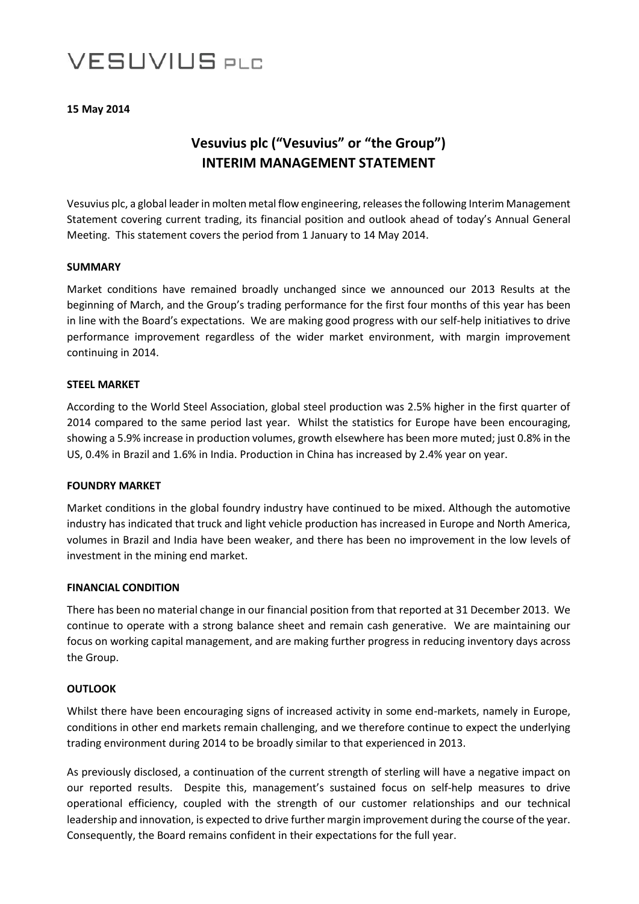# VESUVIUS PLC

**15 May 2014**

## Vesuvius plc (“Vesuvius” or “the Group”)
## INTERIM MANAGEMENT STATEMENT

Vesuvius plc, a global leader in molten metal flow engineering, releases the following Interim Management Statement covering current trading, its financial position and outlook ahead of today’s Annual General Meeting. This statement covers the period from 1 January to 14 May 2014.

### SUMMARY

Market conditions have remained broadly unchanged since we announced our 2013 Results at the beginning of March, and the Group’s trading performance for the first four months of this year has been in line with the Board’s expectations. We are making good progress with our self-help initiatives to drive performance improvement regardless of the wider market environment, with margin improvement continuing in 2014.

### STEEL MARKET

According to the World Steel Association, global steel production was 2.5% higher in the first quarter of 2014 compared to the same period last year. Whilst the statistics for Europe have been encouraging, showing a 5.9% increase in production volumes, growth elsewhere has been more muted; just 0.8% in the US, 0.4% in Brazil and 1.6% in India. Production in China has increased by 2.4% year on year.

### FOUNDRY MARKET

Market conditions in the global foundry industry have continued to be mixed. Although the automotive industry has indicated that truck and light vehicle production has increased in Europe and North America, volumes in Brazil and India have been weaker, and there has been no improvement in the low levels of investment in the mining end market.

### FINANCIAL CONDITION

There has been no material change in our financial position from that reported at 31 December 2013. We continue to operate with a strong balance sheet and remain cash generative. We are maintaining our focus on working capital management, and are making further progress in reducing inventory days across the Group.

### OUTLOOK

Whilst there have been encouraging signs of increased activity in some end-markets, namely in Europe, conditions in other end markets remain challenging, and we therefore continue to expect the underlying trading environment during 2014 to be broadly similar to that experienced in 2013.

As previously disclosed, a continuation of the current strength of sterling will have a negative impact on our reported results. Despite this, management’s sustained focus on self-help measures to drive operational efficiency, coupled with the strength of our customer relationships and our technical leadership and innovation, is expected to drive further margin improvement during the course of the year. Consequently, the Board remains confident in their expectations for the full year.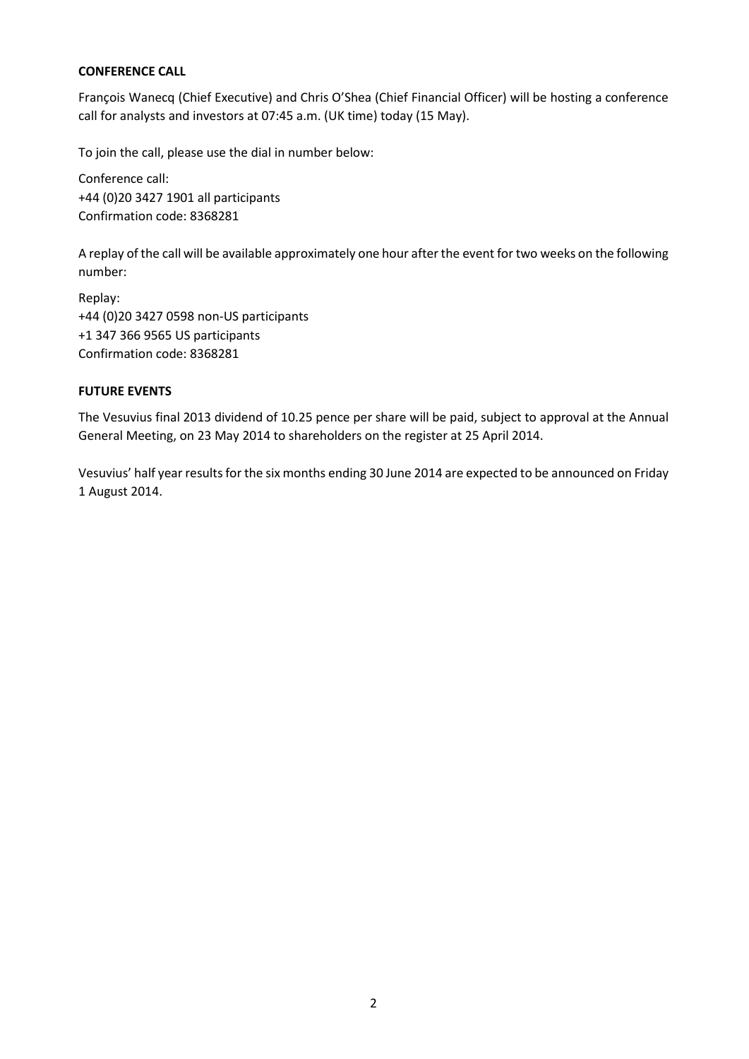**CONFERENCE CALL**

François Wanecq (Chief Executive) and Chris O'Shea (Chief Financial Officer) will be hosting a conference call for analysts and investors at 07:45 a.m. (UK time) today (15 May).

To join the call, please use the dial in number below:

Conference call:  
+44 (0)20 3427 1901 all participants  
Confirmation code: 8368281

A replay of the call will be available approximately one hour after the event for two weeks on the following number:

Replay:  
+44 (0)20 3427 0598 non-US participants  
+1 347 366 9565 US participants  
Confirmation code: 8368281

**FUTURE EVENTS**

The Vesuvius final 2013 dividend of 10.25 pence per share will be paid, subject to approval at the Annual General Meeting, on 23 May 2014 to shareholders on the register at 25 April 2014.

Vesuvius' half year results for the six months ending 30 June 2014 are expected to be announced on Friday 1 August 2014.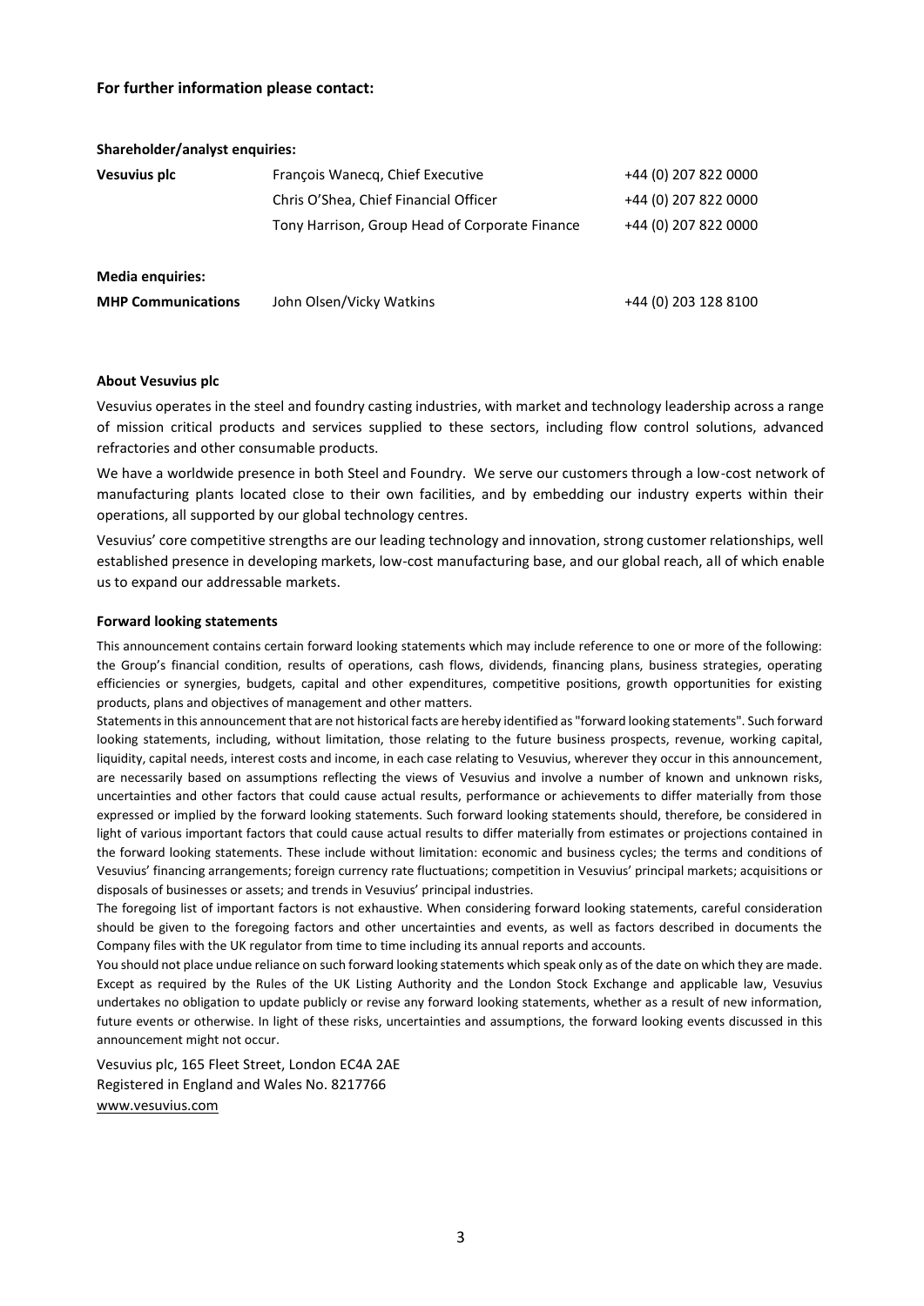### For further information please contact:

**Shareholder/analyst enquiries:**

| | | |
|---|---|---|
| **Vesuvius plc** | François Wanecq, Chief Executive | +44 (0) 207 822 0000 |
| | Chris O'Shea, Chief Financial Officer | +44 (0) 207 822 0000 |
| | Tony Harrison, Group Head of Corporate Finance | +44 (0) 207 822 0000 |

**Media enquiries:**

| | | |
|---|---|---|
| **MHP Communications** | John Olsen/Vicky Watkins | +44 (0) 203 128 8100 |

**About Vesuvius plc**

Vesuvius operates in the steel and foundry casting industries, with market and technology leadership across a range of mission critical products and services supplied to these sectors, including flow control solutions, advanced refractories and other consumable products.

We have a worldwide presence in both Steel and Foundry. We serve our customers through a low-cost network of manufacturing plants located close to their own facilities, and by embedding our industry experts within their operations, all supported by our global technology centres.

Vesuvius' core competitive strengths are our leading technology and innovation, strong customer relationships, well established presence in developing markets, low-cost manufacturing base, and our global reach, all of which enable us to expand our addressable markets.

**Forward looking statements**

This announcement contains certain forward looking statements which may include reference to one or more of the following: the Group's financial condition, results of operations, cash flows, dividends, financing plans, business strategies, operating efficiencies or synergies, budgets, capital and other expenditures, competitive positions, growth opportunities for existing products, plans and objectives of management and other matters.

Statements in this announcement that are not historical facts are hereby identified as "forward looking statements". Such forward looking statements, including, without limitation, those relating to the future business prospects, revenue, working capital, liquidity, capital needs, interest costs and income, in each case relating to Vesuvius, wherever they occur in this announcement, are necessarily based on assumptions reflecting the views of Vesuvius and involve a number of known and unknown risks, uncertainties and other factors that could cause actual results, performance or achievements to differ materially from those expressed or implied by the forward looking statements. Such forward looking statements should, therefore, be considered in light of various important factors that could cause actual results to differ materially from estimates or projections contained in the forward looking statements. These include without limitation: economic and business cycles; the terms and conditions of Vesuvius' financing arrangements; foreign currency rate fluctuations; competition in Vesuvius' principal markets; acquisitions or disposals of businesses or assets; and trends in Vesuvius' principal industries.

The foregoing list of important factors is not exhaustive. When considering forward looking statements, careful consideration should be given to the foregoing factors and other uncertainties and events, as well as factors described in documents the Company files with the UK regulator from time to time including its annual reports and accounts.

You should not place undue reliance on such forward looking statements which speak only as of the date on which they are made. Except as required by the Rules of the UK Listing Authority and the London Stock Exchange and applicable law, Vesuvius undertakes no obligation to update publicly or revise any forward looking statements, whether as a result of new information, future events or otherwise. In light of these risks, uncertainties and assumptions, the forward looking events discussed in this announcement might not occur.

Vesuvius plc, 165 Fleet Street, London EC4A 2AE
Registered in England and Wales No. 8217766
www.vesuvius.com